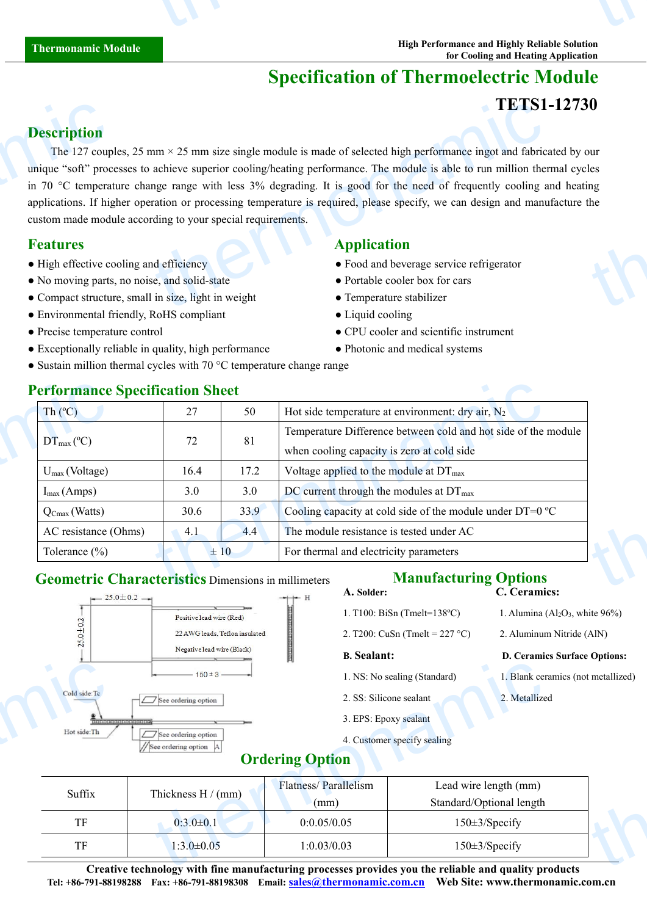Thermonamic Module

High Performance and Highly Reliable Solution for Cooling and Heating Application

# Specification of Thermoelectric Module

## TETS1-12730

## Description

The 127 couples, 25 mm × 25 mm size single module is made of selected high performance ingot and fabricated by our unique "soft" processes to achieve superior cooling/heating performance. The module is able to run million thermal cycles in 70 °C temperature change range with less 3% degrading. It is good for the need of frequently cooling and heating applications. If higher operation or processing temperature is required, please specify, we can design and manufacture the custom made module according to your special requirements.

## Features

- High effective cooling and efficiency
- No moving parts, no noise, and solid-state
- Compact structure, small in size, light in weight
- Environmental friendly, RoHS compliant
- Precise temperature control
- Exceptionally reliable in quality, high performance
- Sustain million thermal cycles with 70 °C temperature change range

## Application

- Food and beverage service refrigerator
- Portable cooler box for cars
- Temperature stabilizer
- Liquid cooling
- CPU cooler and scientific instrument
- Photonic and medical systems

## Performance Specification Sheet

| Th (ºC) | 27 | 50 | Hot side temperature at environment: dry air, $N_2$ |
|---|---|---|---|
| $DT_{max}$ (ºC) | 72 | 81 | Temperature Difference between cold and hot side of the module when cooling capacity is zero at cold side |
| $U_{max}$ (Voltage) | 16.4 | 17.2 | Voltage applied to the module at $DT_{max}$ |
| $I_{max}$ (Amps) | 3.0 | 3.0 | DC current through the modules at $DT_{max}$ |
| $Q_{Cmax}$ (Watts) | 30.6 | 33.9 | Cooling capacity at cold side of the module under DT=0 ºC |
| AC resistance (Ohms) | 4.1 | 4.4 | The module resistance is tested under AC |
| Tolerance (%) | ± 10 | | For thermal and electricity parameters |

## Geometric Characteristics Dimensions in millimeters

25.0±0.2

25.0±0.2

H

Positive lead wire (Red)

22 AWG leads, Teflon insulated

Negative lead wire (Black)

150 ± 3

Cold side: Tc

Hot side: Th

See ordering option

See ordering option

See ordering option A

## Manufacturing Options

**A. Solder:**

1. T100: BiSn (Tmelt=138ºC)
2. T200: CuSn (Tmelt = 227 °C)

**B. Sealant:**

1. NS: No sealing (Standard)
2. SS: Silicone sealant
3. EPS: Epoxy sealant
4. Customer specify sealing

**C. Ceramics:**

1. Alumina ($Al_2O_3$, white 96%)
2. Aluminum Nitride (AlN)

**D. Ceramics Surface Options:**

1. Blank ceramics (not metallized)
2. Metallized

## Ordering Option

| Suffix | Thickness H / (mm) | Flatness/ Parallelism (mm) | Lead wire length (mm) Standard/Optional length |
|---|---|---|---|
| TF | 0:3.0±0.1 | 0:0.05/0.05 | 150±3/Specify |
| TF | 1:3.0±0.05 | 1:0.03/0.03 | 150±3/Specify |

**Creative technology with fine manufacturing processes provides you the reliable and quality products**

Tel: +86-791-88198288 Fax: +86-791-88198308 Email: sales@thermonamic.com.cn Web Site: www.thermonamic.com.cn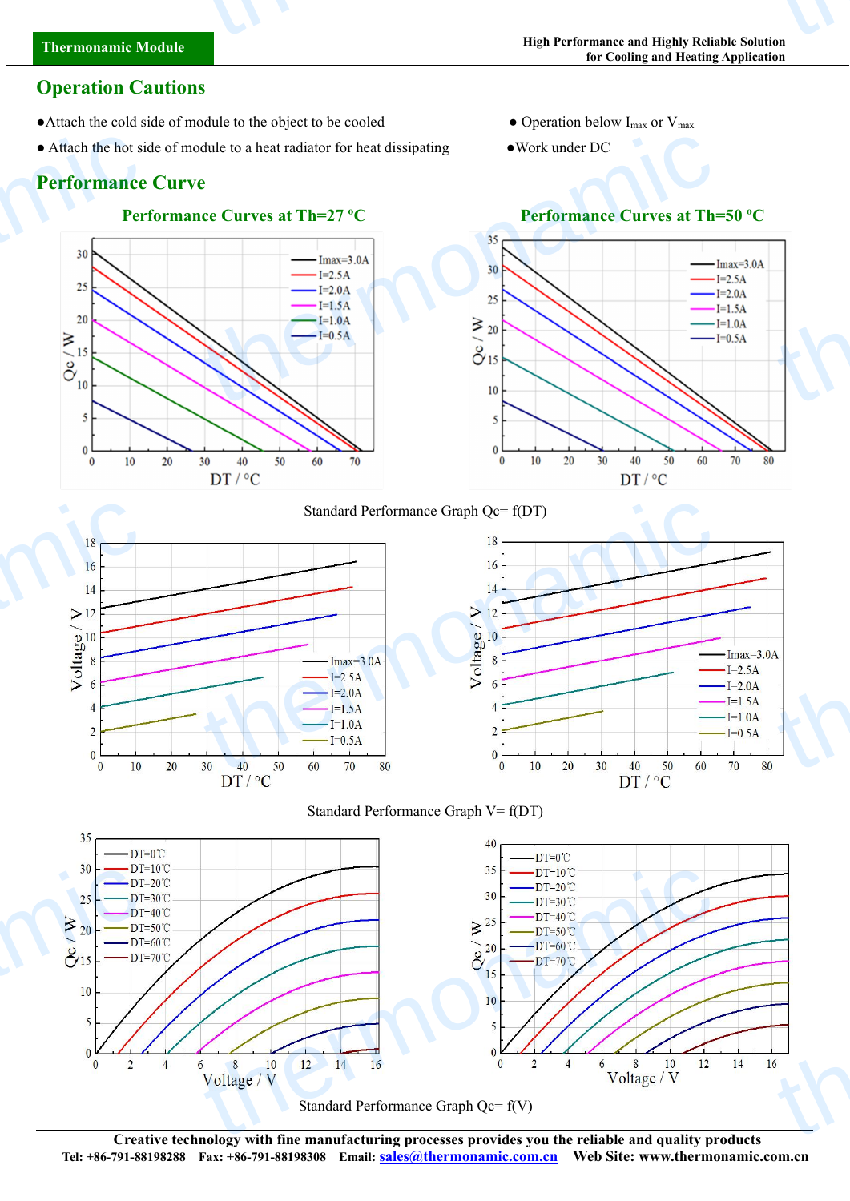## Operation Cautions

- Attach the cold side of module to the object to be cooled
- Attach the hot side of module to a heat radiator for heat dissipating
- Operation below $I_{max}$ or $V_{max}$
- Work under DC

## Performance Curve

### Performance Curves at Th=27 ºC

### Performance Curves at Th=50 ºC

Standard Performance Graph Qc= f(DT)

Standard Performance Graph V= f(DT)

Standard Performance Graph Qc= f(V)

**Creative technology with fine manufacturing processes provides you the reliable and quality products**

**Tel: +86-791-88198288 Fax: +86-791-88198308 Email: sales@thermonamic.com.cn Web Site: www.thermonamic.com.cn**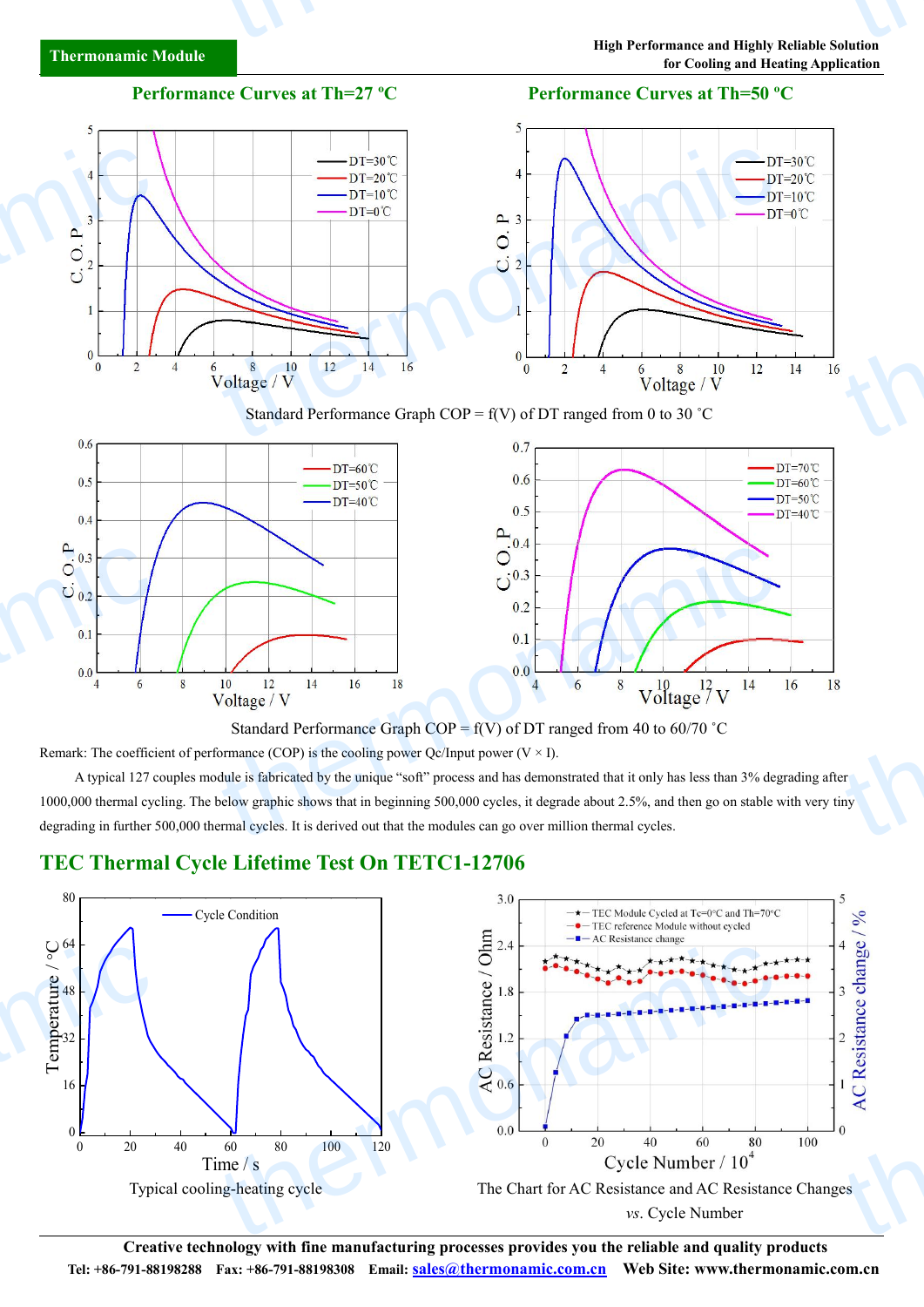## Performance Curves at Th=27 ºC

C. O. P
5
4
3
2
1
0
0 2 4 6 8 10 12 14 16
Voltage / V
DT=30℃
DT=20℃
DT=10℃
DT=0℃

## Performance Curves at Th=50 ºC

C. O. P
5
4
3
2
1
0
0 2 4 6 8 10 12 14 16
Voltage / V
DT=30℃
DT=20℃
DT=10℃
DT=0℃

Standard Performance Graph COP = f(V) of DT ranged from 0 to 30 ˚C

C. O. P
0.6
0.5
0.4
0.3
0.2
0.1
0.0
4 6 8 10 12 14 16 18
Voltage / V
DT=60℃
DT=50℃
DT=40℃

C. O. P
0.7
0.6
0.5
0.4
0.3
0.2
0.1
0.0
4 6 8 10 12 14 16 18
Voltage / V
DT=70℃
DT=60℃
DT=50℃
DT=40℃

Standard Performance Graph COP = f(V) of DT ranged from 40 to 60/70 ˚C

Remark: The coefficient of performance (COP) is the cooling power Qc/Input power (V × I).

A typical 127 couples module is fabricated by the unique “soft” process and has demonstrated that it only has less than 3% degrading after 1000,000 thermal cycling. The below graphic shows that in beginning 500,000 cycles, it degrade about 2.5%, and then go on stable with very tiny degrading in further 500,000 thermal cycles. It is derived out that the modules can go over million thermal cycles.

## TEC Thermal Cycle Lifetime Test On TETC1-12706

Temperature / °C
80
64
48
32
16
0
0 20 40 60 80 100 120
Time / s
Cycle Condition

Typical cooling-heating cycle

AC Resistance / Ohm
3.0
2.4
1.8
1.2
0.6
0.0
0 20 40 60 80 100
Cycle Number / $10^4$
AC Resistance change / %
5
4
3
2
1
0
TEC Module Cycled at Tc=0°C and Th=70°C
TEC reference Module without cycled
AC Resistance change

The Chart for AC Resistance and AC Resistance Changes *vs*. Cycle Number

**Creative technology with fine manufacturing processes provides you the reliable and quality products**

**Tel: +86-791-88198288 Fax: +86-791-88198308 Email: sales@thermonamic.com.cn Web Site: www.thermonamic.com.cn**